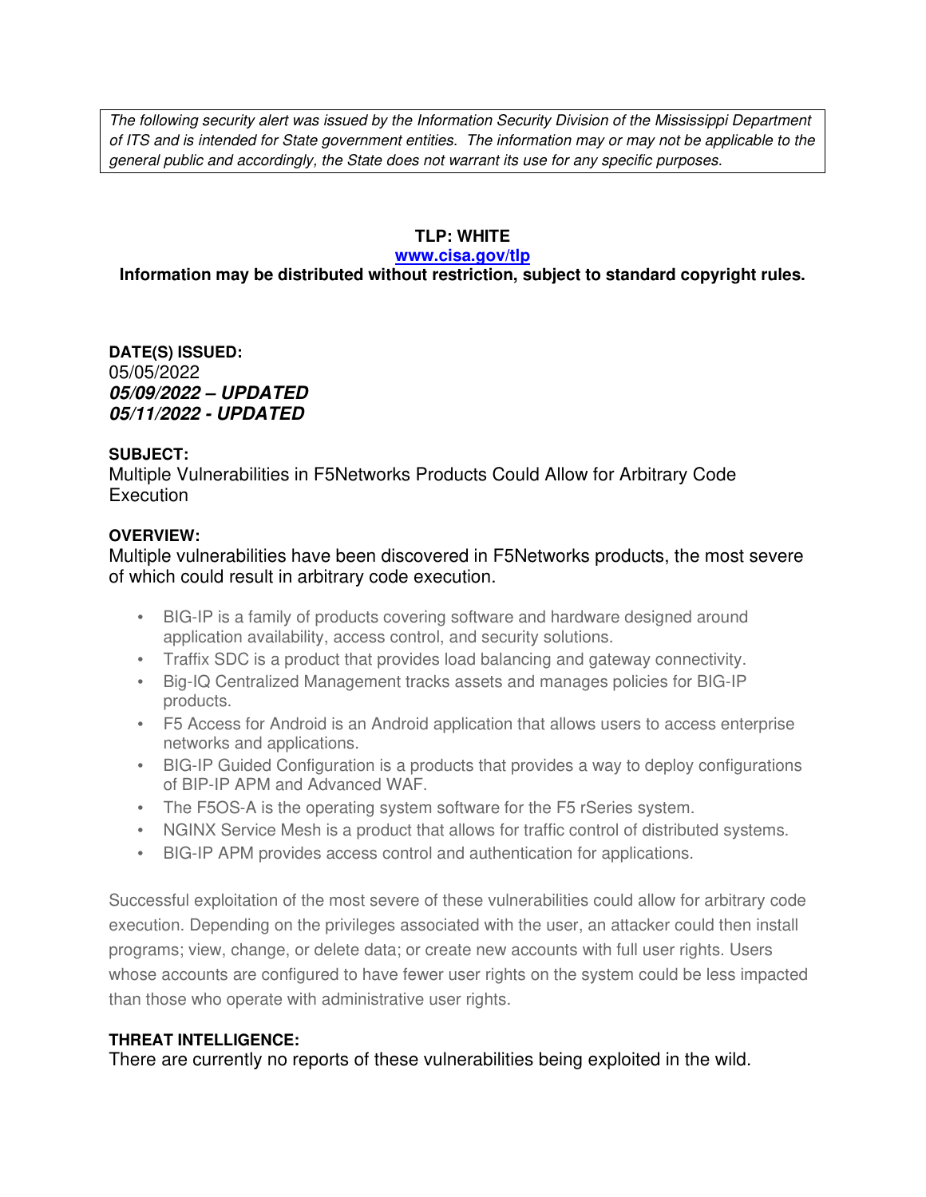*The following security alert was issued by the Information Security Division of the Mississippi Department of ITS and is intended for State government entities. The information may or may not be applicable to the general public and accordingly, the State does not warrant its use for any specific purposes.*

**TLP: WHITE**

**[www.cisa.gov/tlp](http://www.cisa.gov/tlp)**

**Information may be distributed without restriction, subject to standard copyright rules.**

**DATE(S) ISSUED:**

05/05/2022

***05/09/2022 – UPDATED***

***05/11/2022 - UPDATED***

**SUBJECT:**

Multiple Vulnerabilities in F5Networks Products Could Allow for Arbitrary Code Execution

**OVERVIEW:**

Multiple vulnerabilities have been discovered in F5Networks products, the most severe of which could result in arbitrary code execution.

- BIG-IP is a family of products covering software and hardware designed around application availability, access control, and security solutions.
- Traffix SDC is a product that provides load balancing and gateway connectivity.
- Big-IQ Centralized Management tracks assets and manages policies for BIG-IP products.
- F5 Access for Android is an Android application that allows users to access enterprise networks and applications.
- BIG-IP Guided Configuration is a products that provides a way to deploy configurations of BIP-IP APM and Advanced WAF.
- The F5OS-A is the operating system software for the F5 rSeries system.
- NGINX Service Mesh is a product that allows for traffic control of distributed systems.
- BIG-IP APM provides access control and authentication for applications.

Successful exploitation of the most severe of these vulnerabilities could allow for arbitrary code execution. Depending on the privileges associated with the user, an attacker could then install programs; view, change, or delete data; or create new accounts with full user rights. Users whose accounts are configured to have fewer user rights on the system could be less impacted than those who operate with administrative user rights.

**THREAT INTELLIGENCE:**

There are currently no reports of these vulnerabilities being exploited in the wild.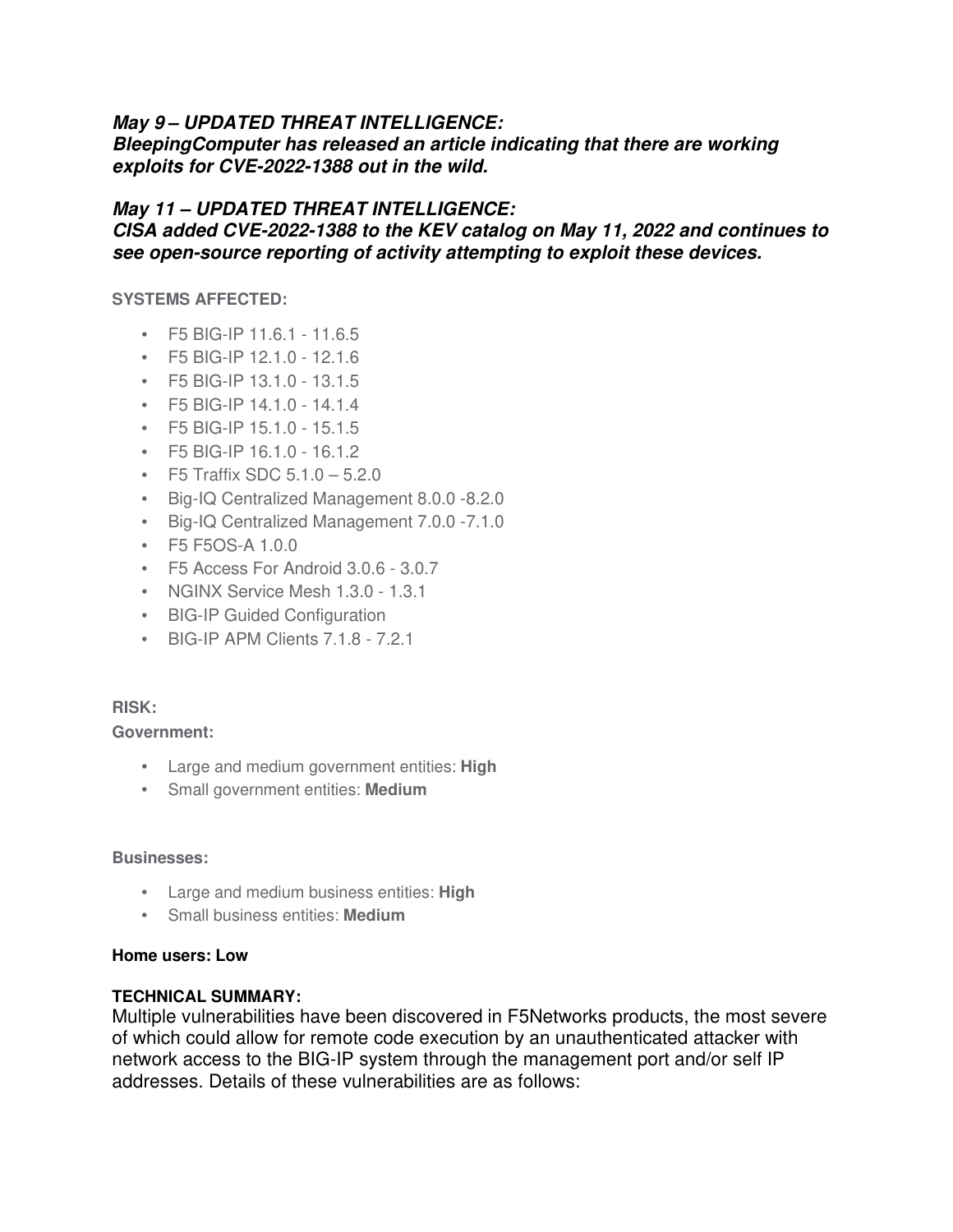***May 9 – UPDATED THREAT INTELLIGENCE:***
***BleepingComputer has released an article indicating that there are working exploits for CVE-2022-1388 out in the wild.***

***May 11 – UPDATED THREAT INTELLIGENCE:***
***CISA added CVE-2022-1388 to the KEV catalog on May 11, 2022 and continues to see open-source reporting of activity attempting to exploit these devices.***

**SYSTEMS AFFECTED:**

- F5 BIG-IP 11.6.1 - 11.6.5
- F5 BIG-IP 12.1.0 - 12.1.6
- F5 BIG-IP 13.1.0 - 13.1.5
- F5 BIG-IP 14.1.0 - 14.1.4
- F5 BIG-IP 15.1.0 - 15.1.5
- F5 BIG-IP 16.1.0 - 16.1.2
- F5 Traffix SDC 5.1.0 – 5.2.0
- Big-IQ Centralized Management 8.0.0 -8.2.0
- Big-IQ Centralized Management 7.0.0 -7.1.0
- F5 F5OS-A 1.0.0
- F5 Access For Android 3.0.6 - 3.0.7
- NGINX Service Mesh 1.3.0 - 1.3.1
- BIG-IP Guided Configuration
- BIG-IP APM Clients 7.1.8 - 7.2.1

**RISK:**

**Government:**

- Large and medium government entities: **High**
- Small government entities: **Medium**

**Businesses:**

- Large and medium business entities: **High**
- Small business entities: **Medium**

**Home users: Low**

**TECHNICAL SUMMARY:**

Multiple vulnerabilities have been discovered in F5Networks products, the most severe of which could allow for remote code execution by an unauthenticated attacker with network access to the BIG-IP system through the management port and/or self IP addresses. Details of these vulnerabilities are as follows: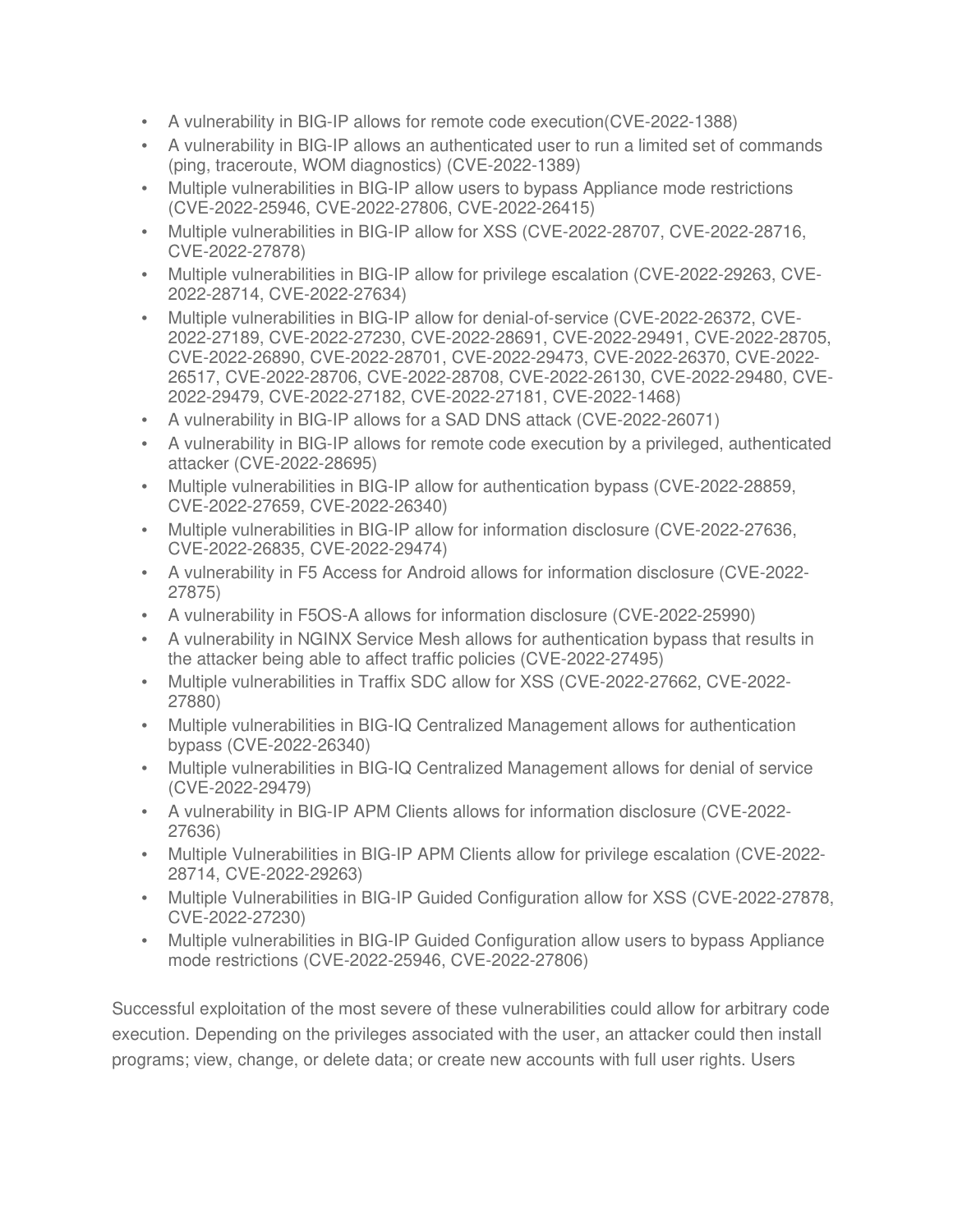- A vulnerability in BIG-IP allows for remote code execution(CVE-2022-1388)
- A vulnerability in BIG-IP allows an authenticated user to run a limited set of commands (ping, traceroute, WOM diagnostics) (CVE-2022-1389)
- Multiple vulnerabilities in BIG-IP allow users to bypass Appliance mode restrictions (CVE-2022-25946, CVE-2022-27806, CVE-2022-26415)
- Multiple vulnerabilities in BIG-IP allow for XSS (CVE-2022-28707, CVE-2022-28716, CVE-2022-27878)
- Multiple vulnerabilities in BIG-IP allow for privilege escalation (CVE-2022-29263, CVE-2022-28714, CVE-2022-27634)
- Multiple vulnerabilities in BIG-IP allow for denial-of-service (CVE-2022-26372, CVE-2022-27189, CVE-2022-27230, CVE-2022-28691, CVE-2022-29491, CVE-2022-28705, CVE-2022-26890, CVE-2022-28701, CVE-2022-29473, CVE-2022-26370, CVE-2022-26517, CVE-2022-28706, CVE-2022-28708, CVE-2022-26130, CVE-2022-29480, CVE-2022-29479, CVE-2022-27182, CVE-2022-27181, CVE-2022-1468)
- A vulnerability in BIG-IP allows for a SAD DNS attack (CVE-2022-26071)
- A vulnerability in BIG-IP allows for remote code execution by a privileged, authenticated attacker (CVE-2022-28695)
- Multiple vulnerabilities in BIG-IP allow for authentication bypass (CVE-2022-28859, CVE-2022-27659, CVE-2022-26340)
- Multiple vulnerabilities in BIG-IP allow for information disclosure (CVE-2022-27636, CVE-2022-26835, CVE-2022-29474)
- A vulnerability in F5 Access for Android allows for information disclosure (CVE-2022-27875)
- A vulnerability in F5OS-A allows for information disclosure (CVE-2022-25990)
- A vulnerability in NGINX Service Mesh allows for authentication bypass that results in the attacker being able to affect traffic policies (CVE-2022-27495)
- Multiple vulnerabilities in Traffix SDC allow for XSS (CVE-2022-27662, CVE-2022-27880)
- Multiple vulnerabilities in BIG-IQ Centralized Management allows for authentication bypass (CVE-2022-26340)
- Multiple vulnerabilities in BIG-IQ Centralized Management allows for denial of service (CVE-2022-29479)
- A vulnerability in BIG-IP APM Clients allows for information disclosure (CVE-2022-27636)
- Multiple Vulnerabilities in BIG-IP APM Clients allow for privilege escalation (CVE-2022-28714, CVE-2022-29263)
- Multiple Vulnerabilities in BIG-IP Guided Configuration allow for XSS (CVE-2022-27878, CVE-2022-27230)
- Multiple vulnerabilities in BIG-IP Guided Configuration allow users to bypass Appliance mode restrictions (CVE-2022-25946, CVE-2022-27806)

Successful exploitation of the most severe of these vulnerabilities could allow for arbitrary code execution. Depending on the privileges associated with the user, an attacker could then install programs; view, change, or delete data; or create new accounts with full user rights. Users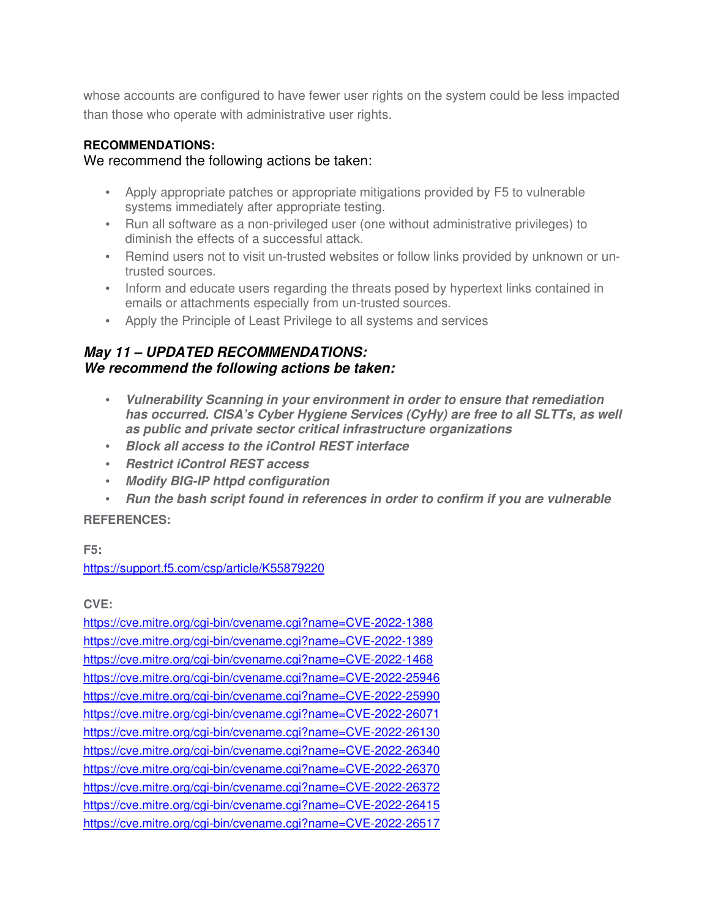whose accounts are configured to have fewer user rights on the system could be less impacted than those who operate with administrative user rights.

**RECOMMENDATIONS:**

We recommend the following actions be taken:

- Apply appropriate patches or appropriate mitigations provided by F5 to vulnerable systems immediately after appropriate testing.
- Run all software as a non-privileged user (one without administrative privileges) to diminish the effects of a successful attack.
- Remind users not to visit un-trusted websites or follow links provided by unknown or un-trusted sources.
- Inform and educate users regarding the threats posed by hypertext links contained in emails or attachments especially from un-trusted sources.
- Apply the Principle of Least Privilege to all systems and services

***May 11 – UPDATED RECOMMENDATIONS:***
***We recommend the following actions be taken:***

- ***Vulnerability Scanning in your environment in order to ensure that remediation has occurred. CISA's Cyber Hygiene Services (CyHy) are free to all SLTTs, as well as public and private sector critical infrastructure organizations***
- ***Block all access to the iControl REST interface***
- ***Restrict iControl REST access***
- ***Modify BIG-IP httpd configuration***
- ***Run the bash script found in references in order to confirm if you are vulnerable***

**REFERENCES:**

**F5:**

https://support.f5.com/csp/article/K55879220

**CVE:**

https://cve.mitre.org/cgi-bin/cvename.cgi?name=CVE-2022-1388
https://cve.mitre.org/cgi-bin/cvename.cgi?name=CVE-2022-1389
https://cve.mitre.org/cgi-bin/cvename.cgi?name=CVE-2022-1468
https://cve.mitre.org/cgi-bin/cvename.cgi?name=CVE-2022-25946
https://cve.mitre.org/cgi-bin/cvename.cgi?name=CVE-2022-25990
https://cve.mitre.org/cgi-bin/cvename.cgi?name=CVE-2022-26071
https://cve.mitre.org/cgi-bin/cvename.cgi?name=CVE-2022-26130
https://cve.mitre.org/cgi-bin/cvename.cgi?name=CVE-2022-26340
https://cve.mitre.org/cgi-bin/cvename.cgi?name=CVE-2022-26370
https://cve.mitre.org/cgi-bin/cvename.cgi?name=CVE-2022-26372
https://cve.mitre.org/cgi-bin/cvename.cgi?name=CVE-2022-26415
https://cve.mitre.org/cgi-bin/cvename.cgi?name=CVE-2022-26517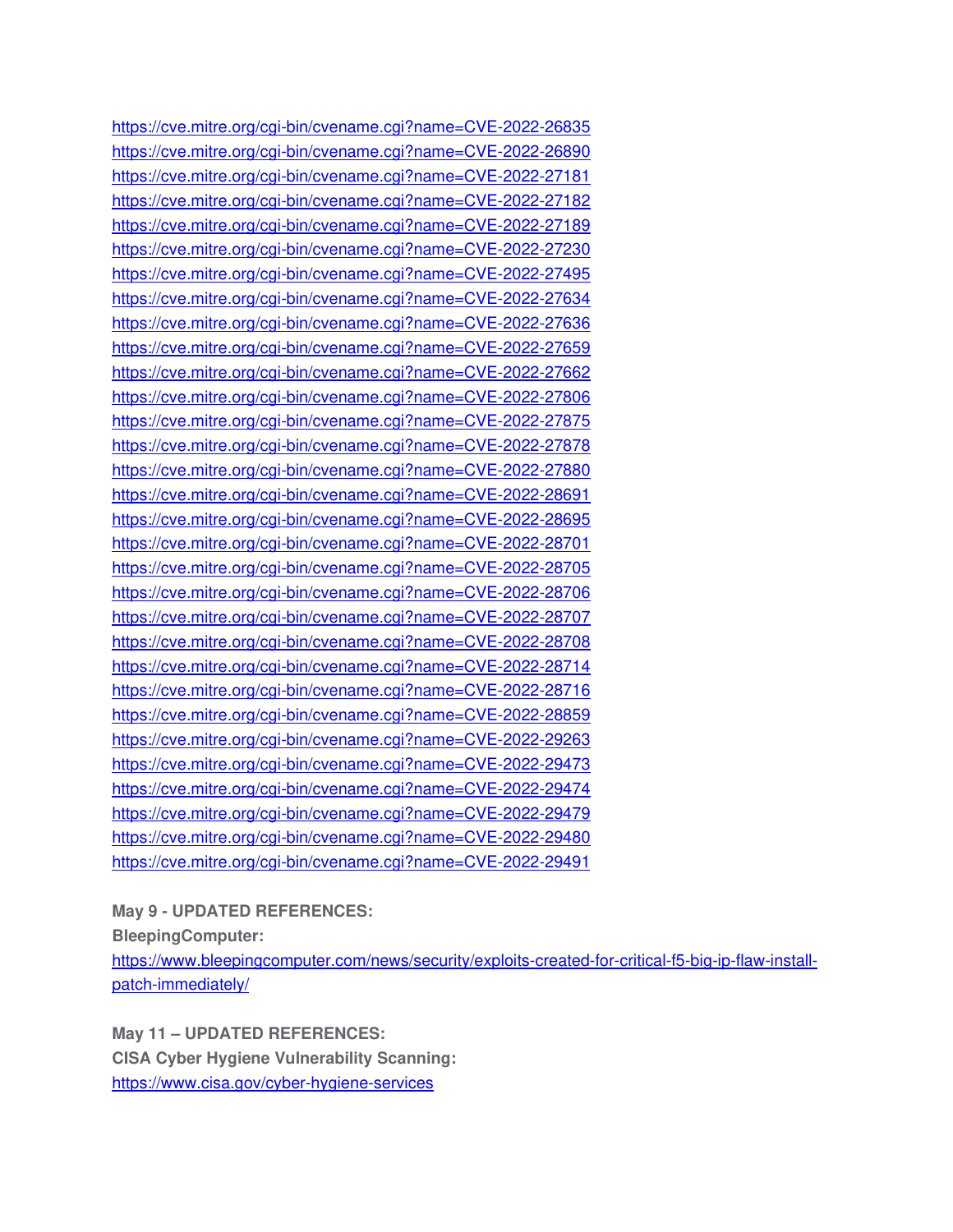https://cve.mitre.org/cgi-bin/cvename.cgi?name=CVE-2022-26835
https://cve.mitre.org/cgi-bin/cvename.cgi?name=CVE-2022-26890
https://cve.mitre.org/cgi-bin/cvename.cgi?name=CVE-2022-27181
https://cve.mitre.org/cgi-bin/cvename.cgi?name=CVE-2022-27182
https://cve.mitre.org/cgi-bin/cvename.cgi?name=CVE-2022-27189
https://cve.mitre.org/cgi-bin/cvename.cgi?name=CVE-2022-27230
https://cve.mitre.org/cgi-bin/cvename.cgi?name=CVE-2022-27495
https://cve.mitre.org/cgi-bin/cvename.cgi?name=CVE-2022-27634
https://cve.mitre.org/cgi-bin/cvename.cgi?name=CVE-2022-27636
https://cve.mitre.org/cgi-bin/cvename.cgi?name=CVE-2022-27659
https://cve.mitre.org/cgi-bin/cvename.cgi?name=CVE-2022-27662
https://cve.mitre.org/cgi-bin/cvename.cgi?name=CVE-2022-27806
https://cve.mitre.org/cgi-bin/cvename.cgi?name=CVE-2022-27875
https://cve.mitre.org/cgi-bin/cvename.cgi?name=CVE-2022-27878
https://cve.mitre.org/cgi-bin/cvename.cgi?name=CVE-2022-27880
https://cve.mitre.org/cgi-bin/cvename.cgi?name=CVE-2022-28691
https://cve.mitre.org/cgi-bin/cvename.cgi?name=CVE-2022-28695
https://cve.mitre.org/cgi-bin/cvename.cgi?name=CVE-2022-28701
https://cve.mitre.org/cgi-bin/cvename.cgi?name=CVE-2022-28705
https://cve.mitre.org/cgi-bin/cvename.cgi?name=CVE-2022-28706
https://cve.mitre.org/cgi-bin/cvename.cgi?name=CVE-2022-28707
https://cve.mitre.org/cgi-bin/cvename.cgi?name=CVE-2022-28708
https://cve.mitre.org/cgi-bin/cvename.cgi?name=CVE-2022-28714
https://cve.mitre.org/cgi-bin/cvename.cgi?name=CVE-2022-28716
https://cve.mitre.org/cgi-bin/cvename.cgi?name=CVE-2022-28859
https://cve.mitre.org/cgi-bin/cvename.cgi?name=CVE-2022-29263
https://cve.mitre.org/cgi-bin/cvename.cgi?name=CVE-2022-29473
https://cve.mitre.org/cgi-bin/cvename.cgi?name=CVE-2022-29474
https://cve.mitre.org/cgi-bin/cvename.cgi?name=CVE-2022-29479
https://cve.mitre.org/cgi-bin/cvename.cgi?name=CVE-2022-29480
https://cve.mitre.org/cgi-bin/cvename.cgi?name=CVE-2022-29491

**May 9 - UPDATED REFERENCES:**

**BleepingComputer:**

https://www.bleepingcomputer.com/news/security/exploits-created-for-critical-f5-big-ip-flaw-install-patch-immediately/

**May 11 – UPDATED REFERENCES:**

**CISA Cyber Hygiene Vulnerability Scanning:**

https://www.cisa.gov/cyber-hygiene-services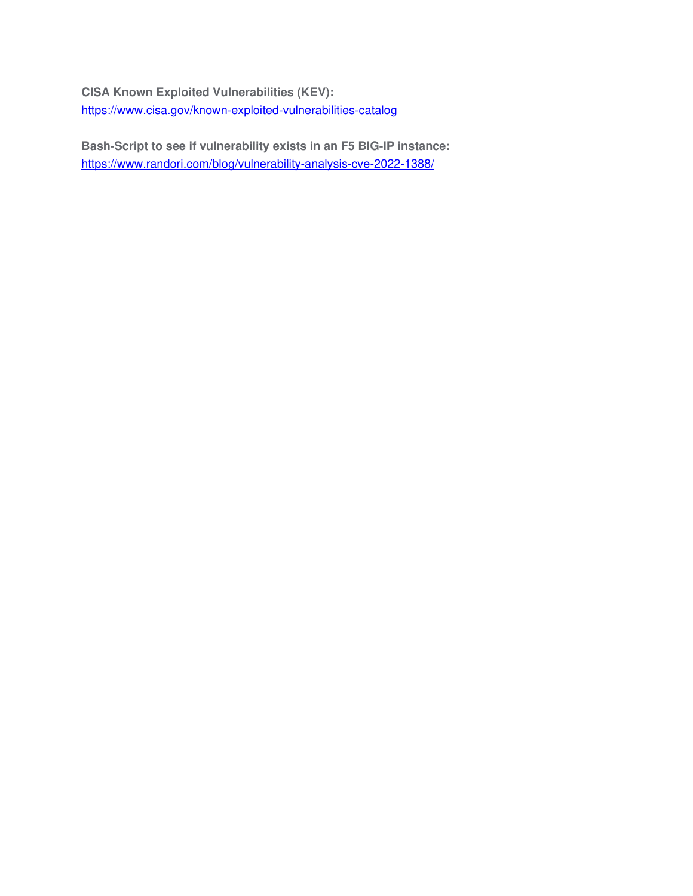**CISA Known Exploited Vulnerabilities (KEV):**
https://www.cisa.gov/known-exploited-vulnerabilities-catalog

**Bash-Script to see if vulnerability exists in an F5 BIG-IP instance:**
https://www.randori.com/blog/vulnerability-analysis-cve-2022-1388/